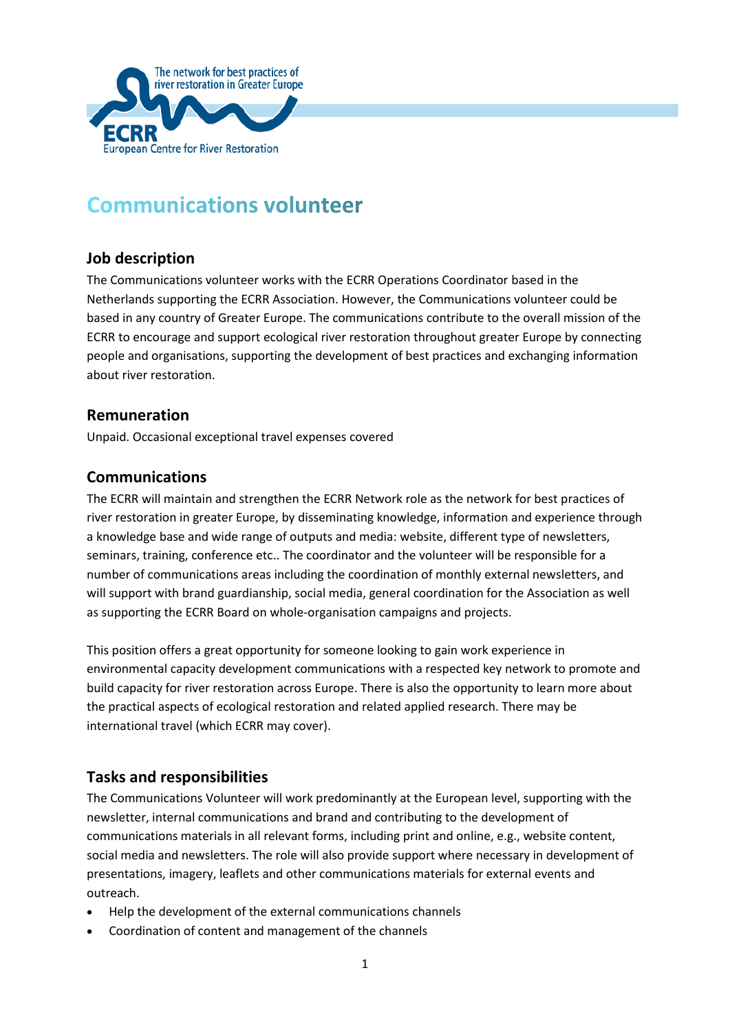The network for best practices of river restoration in Greater Europe

ECRR

European Centre for River Restoration

# Communications volunteer

## Job description

The Communications volunteer works with the ECRR Operations Coordinator based in the Netherlands supporting the ECRR Association. However, the Communications volunteer could be based in any country of Greater Europe. The communications contribute to the overall mission of the ECRR to encourage and support ecological river restoration throughout greater Europe by connecting people and organisations, supporting the development of best practices and exchanging information about river restoration.

## Remuneration

Unpaid. Occasional exceptional travel expenses covered

## Communications

The ECRR will maintain and strengthen the ECRR Network role as the network for best practices of river restoration in greater Europe, by disseminating knowledge, information and experience through a knowledge base and wide range of outputs and media: website, different type of newsletters, seminars, training, conference etc.. The coordinator and the volunteer will be responsible for a number of communications areas including the coordination of monthly external newsletters, and will support with brand guardianship, social media, general coordination for the Association as well as supporting the ECRR Board on whole-organisation campaigns and projects.

This position offers a great opportunity for someone looking to gain work experience in environmental capacity development communications with a respected key network to promote and build capacity for river restoration across Europe. There is also the opportunity to learn more about the practical aspects of ecological restoration and related applied research. There may be international travel (which ECRR may cover).

## Tasks and responsibilities

The Communications Volunteer will work predominantly at the European level, supporting with the newsletter, internal communications and brand and contributing to the development of communications materials in all relevant forms, including print and online, e.g., website content, social media and newsletters. The role will also provide support where necessary in development of presentations, imagery, leaflets and other communications materials for external events and outreach.

- Help the development of the external communications channels
- Coordination of content and management of the channels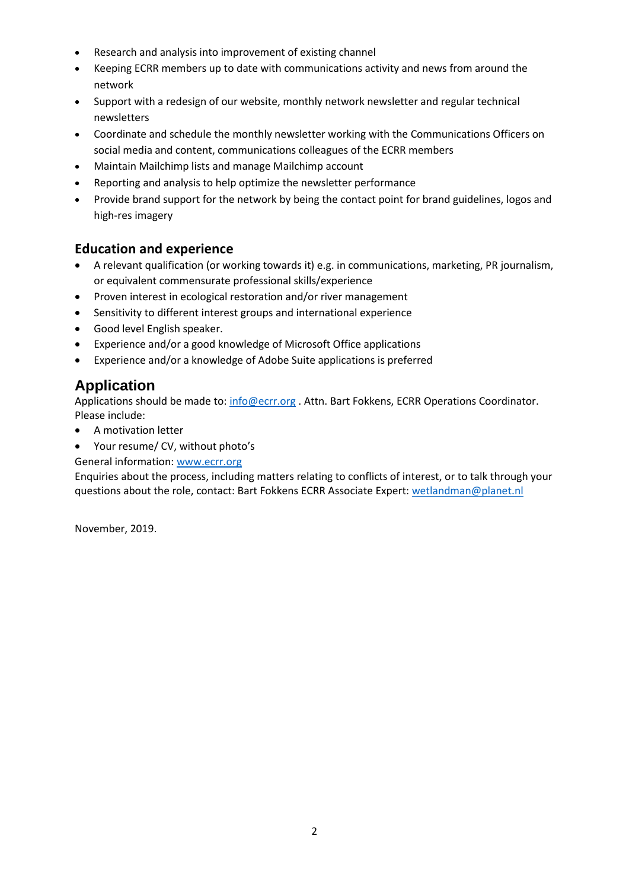- Research and analysis into improvement of existing channel
- Keeping ECRR members up to date with communications activity and news from around the network
- Support with a redesign of our website, monthly network newsletter and regular technical newsletters
- Coordinate and schedule the monthly newsletter working with the Communications Officers on social media and content, communications colleagues of the ECRR members
- Maintain Mailchimp lists and manage Mailchimp account
- Reporting and analysis to help optimize the newsletter performance
- Provide brand support for the network by being the contact point for brand guidelines, logos and high-res imagery

### Education and experience

- A relevant qualification (or working towards it) e.g. in communications, marketing, PR journalism, or equivalent commensurate professional skills/experience
- Proven interest in ecological restoration and/or river management
- Sensitivity to different interest groups and international experience
- Good level English speaker.
- Experience and/or a good knowledge of Microsoft Office applications
- Experience and/or a knowledge of Adobe Suite applications is preferred

## Application

Applications should be made to: info@ecrr.org . Attn. Bart Fokkens, ECRR Operations Coordinator.
Please include:

- A motivation letter
- Your resume/ CV, without photo's

General information: www.ecrr.org

Enquiries about the process, including matters relating to conflicts of interest, or to talk through your questions about the role, contact: Bart Fokkens ECRR Associate Expert: wetlandman@planet.nl

November, 2019.